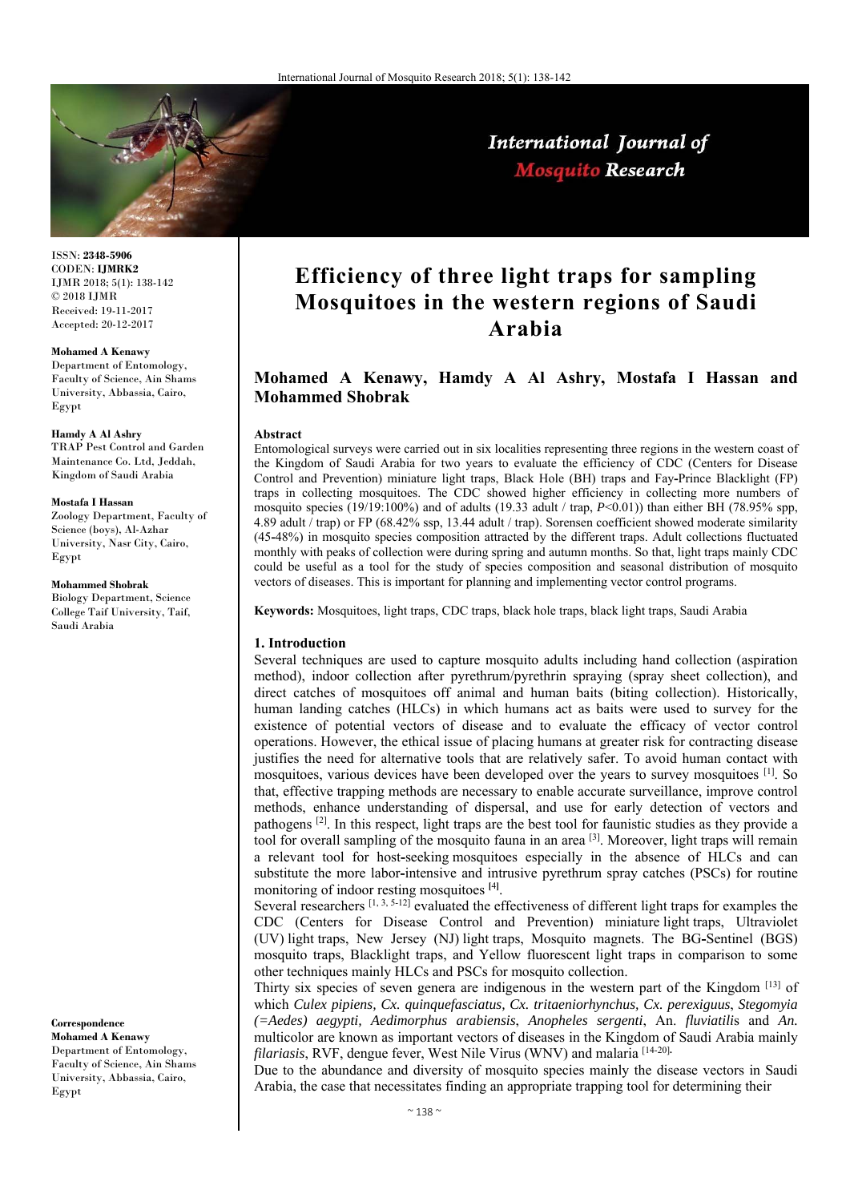ISSN: **2348-5906**
CODEN: **IJMRK2**
IJMR 2018; 5(1): 138-142
© 2018 IJMR
Received: 19-11-2017
Accepted: 20-12-2017

**Mohamed A Kenawy**
Department of Entomology, Faculty of Science, Ain Shams University, Abbassia, Cairo, Egypt

**Hamdy A Al Ashry**
TRAP Pest Control and Garden Maintenance Co. Ltd, Jeddah, Kingdom of Saudi Arabia

**Mostafa I Hassan**
Zoology Department, Faculty of Science (boys), Al-Azhar University, Nasr City, Cairo, Egypt

**Mohammed Shobrak**
Biology Department, Science College Taif University, Taif, Saudi Arabia

**Correspondence**
**Mohamed A Kenawy**
Department of Entomology, Faculty of Science, Ain Shams University, Abbassia, Cairo, Egypt

# Efficiency of three light traps for sampling Mosquitoes in the western regions of Saudi Arabia

**Mohamed A Kenawy, Hamdy A Al Ashry, Mostafa I Hassan and Mohammed Shobrak**

**Abstract**

Entomological surveys were carried out in six localities representing three regions in the western coast of the Kingdom of Saudi Arabia for two years to evaluate the efficiency of CDC (Centers for Disease Control and Prevention) miniature light traps, Black Hole (BH) traps and Fay-Prince Blacklight (FP) traps in collecting mosquitoes. The CDC showed higher efficiency in collecting more numbers of mosquito species (19/19:100%) and of adults (19.33 adult / trap, $P<0.01$)) than either BH (78.95% spp, 4.89 adult / trap) or FP (68.42% ssp, 13.44 adult / trap). Sorensen coefficient showed moderate similarity (45-48%) in mosquito species composition attracted by the different traps. Adult collections fluctuated monthly with peaks of collection were during spring and autumn months. So that, light traps mainly CDC could be useful as a tool for the study of species composition and seasonal distribution of mosquito vectors of diseases. This is important for planning and implementing vector control programs.

**Keywords:** Mosquitoes, light traps, CDC traps, black hole traps, black light traps, Saudi Arabia

## 1. Introduction

Several techniques are used to capture mosquito adults including hand collection (aspiration method), indoor collection after pyrethrum/pyrethrin spraying (spray sheet collection), and direct catches of mosquitoes off animal and human baits (biting collection). Historically, human landing catches (HLCs) in which humans act as baits were used to survey for the existence of potential vectors of disease and to evaluate the efficacy of vector control operations. However, the ethical issue of placing humans at greater risk for contracting disease justifies the need for alternative tools that are relatively safer. To avoid human contact with mosquitoes, various devices have been developed over the years to survey mosquitoes [1]. So that, effective trapping methods are necessary to enable accurate surveillance, improve control methods, enhance understanding of dispersal, and use for early detection of vectors and pathogens [2]. In this respect, light traps are the best tool for faunistic studies as they provide a tool for overall sampling of the mosquito fauna in an area [3]. Moreover, light traps will remain a relevant tool for host-seeking mosquitoes especially in the absence of HLCs and can substitute the more labor-intensive and intrusive pyrethrum spray catches (PSCs) for routine monitoring of indoor resting mosquitoes [4].

Several researchers [1, 3, 5-12] evaluated the effectiveness of different light traps for examples the CDC (Centers for Disease Control and Prevention) miniature light traps, Ultraviolet (UV) light traps, New Jersey (NJ) light traps, Mosquito magnets. The BG-Sentinel (BGS) mosquito traps, Blacklight traps, and Yellow fluorescent light traps in comparison to some other techniques mainly HLCs and PSCs for mosquito collection.

Thirty six species of seven genera are indigenous in the western part of the Kingdom [13] of which *Culex pipiens, Cx. quinquefasciatus, Cx. tritaeniorhynchus, Cx. perexiguus*, *Stegomyia (=Aedes) aegypti, Aedimorphus arabiensis*, *Anopheles sergenti*, An. *fluviatili*s and *An.* multicolor are known as important vectors of diseases in the Kingdom of Saudi Arabia mainly *filariasis*, RVF, dengue fever, West Nile Virus (WNV) and malaria [14-20].

Due to the abundance and diversity of mosquito species mainly the disease vectors in Saudi Arabia, the case that necessitates finding an appropriate trapping tool for determining their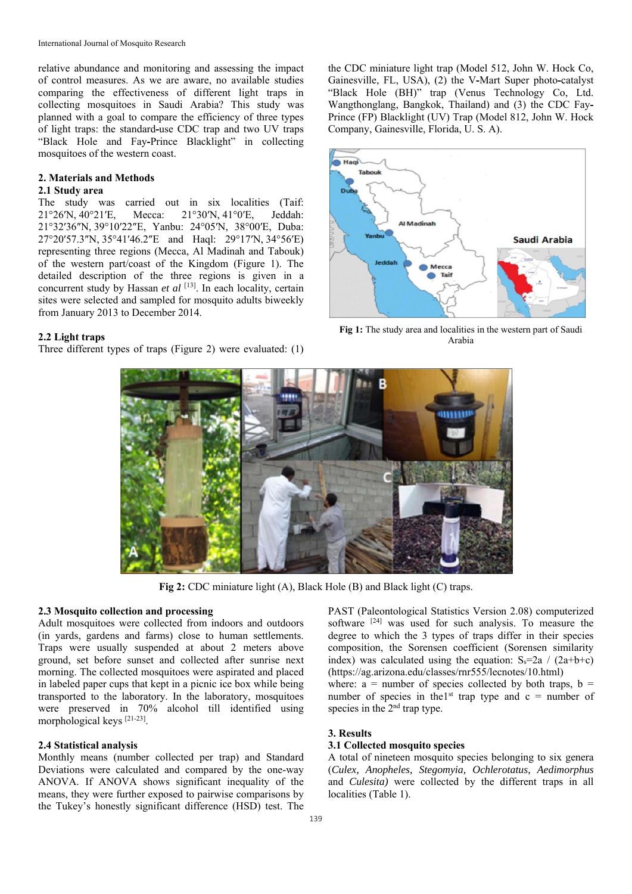relative abundance and monitoring and assessing the impact of control measures. As we are aware, no available studies comparing the effectiveness of different light traps in collecting mosquitoes in Saudi Arabia? This study was planned with a goal to compare the efficiency of three types of light traps: the standard-use CDC trap and two UV traps "Black Hole and Fay-Prince Blacklight" in collecting mosquitoes of the western coast.

## 2. Materials and Methods

### 2.1 Study area

The study was carried out in six localities (Taif: 21°26′N, 40°21′E, Mecca: 21°30′N, 41°0′E, Jeddah: 21°32′36″N, 39°10′22″E, Yanbu: 24°05′N, 38°00′E, Duba: 27°20′57.3″N, 35°41′46.2″E and Haql: 29°17′N, 34°56′E) representing three regions (Mecca, Al Madinah and Tabouk) of the western part/coast of the Kingdom (Figure 1). The detailed description of the three regions is given in a concurrent study by Hassan *et al* [13]. In each locality, certain sites were selected and sampled for mosquito adults biweekly from January 2013 to December 2014.

### 2.2 Light traps

Three different types of traps (Figure 2) were evaluated: (1) the CDC miniature light trap (Model 512, John W. Hock Co, Gainesville, FL, USA), (2) the V-Mart Super photo-catalyst "Black Hole (BH)" trap (Venus Technology Co, Ltd. Wangthonglang, Bangkok, Thailand) and (3) the CDC Fay-Prince (FP) Blacklight (UV) Trap (Model 812, John W. Hock Company, Gainesville, Florida, U. S. A).

**Fig 1:** The study area and localities in the western part of Saudi Arabia

**Fig 2:** CDC miniature light (A), Black Hole (B) and Black light (C) traps.

### 2.3 Mosquito collection and processing

Adult mosquitoes were collected from indoors and outdoors (in yards, gardens and farms) close to human settlements. Traps were usually suspended at about 2 meters above ground, set before sunset and collected after sunrise next morning. The collected mosquitoes were aspirated and placed in labeled paper cups that kept in a picnic ice box while being transported to the laboratory. In the laboratory, mosquitoes were preserved in 70% alcohol till identified using morphological keys [21-23].

### 2.4 Statistical analysis

Monthly means (number collected per trap) and Standard Deviations were calculated and compared by the one-way ANOVA. If ANOVA shows significant inequality of the means, they were further exposed to pairwise comparisons by the Tukey's honestly significant difference (HSD) test. The PAST (Paleontological Statistics Version 2.08) computerized software [24] was used for such analysis. To measure the degree to which the 3 types of traps differ in their species composition, the Sorensen coefficient (Sorensen similarity index) was calculated using the equation: $S_s = 2a / (2a+b+c)$ (https://ag.arizona.edu/classes/rnr555/lecnotes/10.html)
where: a = number of species collected by both traps, b = number of species in the 1st trap type and c = number of species in the 2nd trap type.

## 3. Results

### 3.1 Collected mosquito species

A total of nineteen mosquito species belonging to six genera (*Culex, Anopheles, Stegomyia, Ochlerotatus, Aedimorphus* and *Culesita)* were collected by the different traps in all localities (Table 1).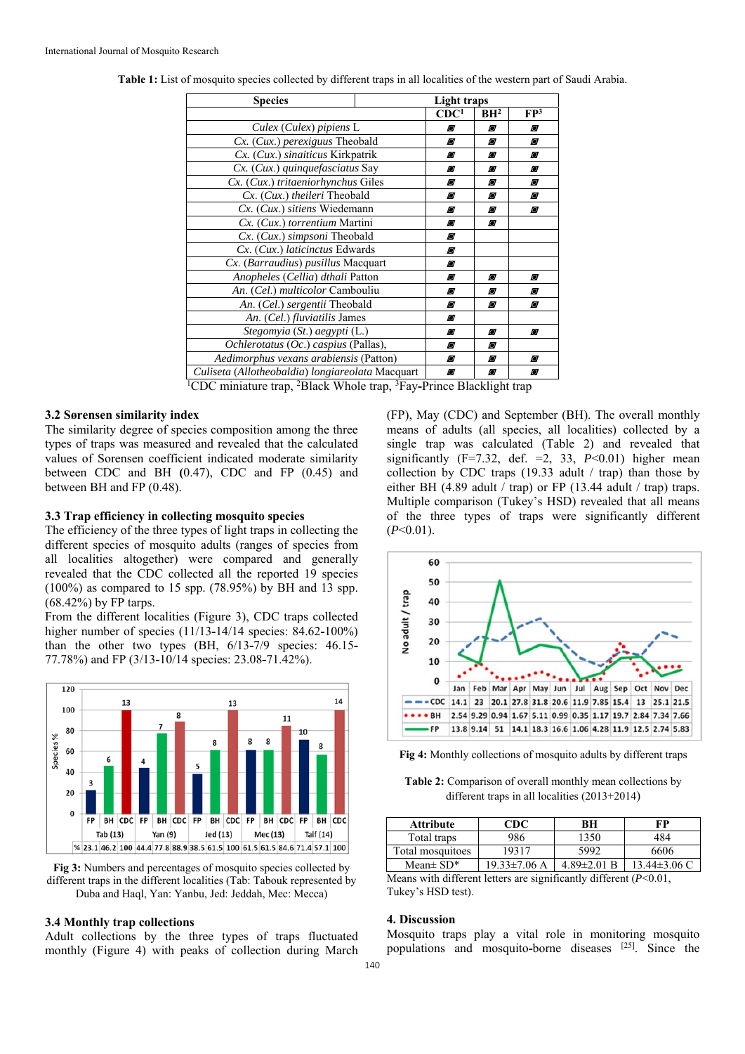**Table 1:** List of mosquito species collected by different traps in all localities of the western part of Saudi Arabia.

| Species | Light traps | | |
|---|---|---|---|
| | CDC[1] | BH[2] | FP[3] |
| *Culex* (*Culex*) *pipiens* L | ◙ | ◙ | ◙ |
| *Cx.* (*Cux.*) *perexiguus* Theobald | ◙ | ◙ | ◙ |
| *Cx.* (*Cux.*) *sinaiticus* Kirkpatrik | ◙ | ◙ | ◙ |
| *Cx.* (*Cux.*) *quinquefasciatus* Say | ◙ | ◙ | ◙ |
| *Cx.* (*Cux.*) *tritaeniorhynchus* Giles | ◙ | ◙ | ◙ |
| *Cx.* (*Cux.*) *theileri* Theobald | ◙ | ◙ | ◙ |
| *Cx.* (*Cux.*) *sitiens* Wiedemann | ◙ | ◙ | ◙ |
| *Cx.* (*Cux.*) *torrentium* Martini | ◙ | ◙ | |
| *Cx.* (*Cux.*) *simpsoni* Theobald | ◙ | | |
| *Cx.* (*Cux.*) *laticinctus* Edwards | ◙ | | |
| *Cx.* (*Barraudius*) *pusillus* Macquart | ◙ | | |
| *Anopheles* (*Cellia*) *dthali* Patton | ◙ | ◙ | ◙ |
| *An.* (*Cel.*) *multicolor* Cambouliu | ◙ | ◙ | ◙ |
| *An.* (*Cel.*) *sergentii* Theobald | ◙ | ◙ | ◙ |
| *An.* (*Cel.*) *fluviatilis* James | ◙ | | |
| *Stegomyia* (*St.*) *aegypti* (L.) | ◙ | ◙ | ◙ |
| *Ochlerotatus* (*Oc.*) *caspius* (Pallas), | ◙ | ◙ | |
| *Aedimorphus vexans arabiensis* (Patton) | ◙ | ◙ | ◙ |
| *Culiseta* (*Allotheobaldia*) *longiareolata* Macquart | ◙ | ◙ | ◙ |

[1]CDC miniature trap, [2]Black Whole trap, [3]Fay-Prince Blacklight trap

### 3.2 Sørensen similarity index

The similarity degree of species composition among the three types of traps was measured and revealed that the calculated values of Sorensen coefficient indicated moderate similarity between CDC and BH (0.47), CDC and FP (0.45) and between BH and FP (0.48).

### 3.3 Trap efficiency in collecting mosquito species

The efficiency of the three types of light traps in collecting the different species of mosquito adults (ranges of species from all localities altogether) were compared and generally revealed that the CDC collected all the reported 19 species (100%) as compared to 15 spp. (78.95%) by BH and 13 spp. (68.42%) by FP tarps.

From the different localities (Figure 3), CDC traps collected higher number of species (11/13-14/14 species: 84.62-100%) than the other two types (BH, 6/13-7/9 species: 46.15-77.78%) and FP (3/13-10/14 species: 23.08-71.42%).

Fig 3: Numbers and percentages of mosquito species collected by different traps in the different localities (Tab: Tabouk represented by Duba and Haql, Yan: Yanbu, Jed: Jeddah, Mec: Mecca)

### 3.4 Monthly trap collections

Adult collections by the three types of traps fluctuated monthly (Figure 4) with peaks of collection during March (FP), May (CDC) and September (BH). The overall monthly means of adults (all species, all localities) collected by a single trap was calculated (Table 2) and revealed that significantly (F=7.32, def. =2, 33, $P$<0.01) higher mean collection by CDC traps (19.33 adult / trap) than those by either BH (4.89 adult / trap) or FP (13.44 adult / trap) traps. Multiple comparison (Tukey's HSD) revealed that all means of the three types of traps were significantly different ($P$<0.01).

Fig 4: Monthly collections of mosquito adults by different traps

**Table 2:** Comparison of overall monthly mean collections by different traps in all localities (2013+2014)

| Attribute | CDC | BH | FP |
|---|---|---|---|
| Total traps | 986 | 1350 | 484 |
| Total mosquitoes | 19317 | 5992 | 6606 |
| Mean± SD* | 19.33±7.06 A | 4.89±2.01 B | 13.44±3.06 C |

Means with different letters are significantly different ($P$<0.01, Tukey's HSD test).

## 4. Discussion

Mosquito traps play a vital role in monitoring mosquito populations and mosquito-borne diseases [25]. Since the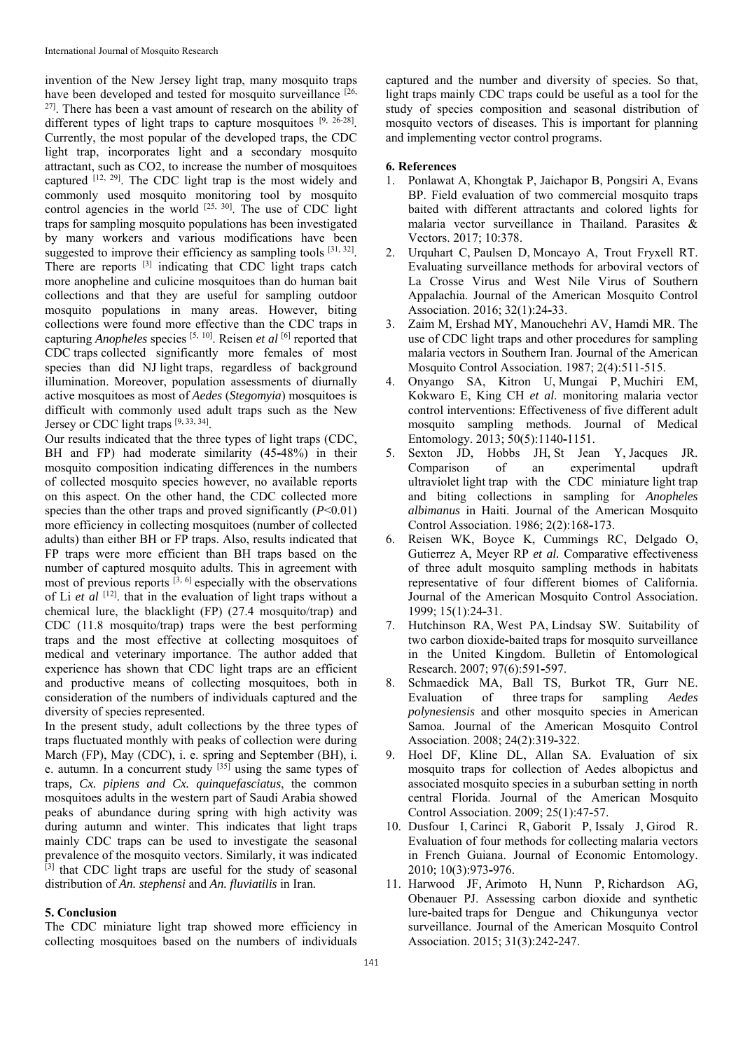invention of the New Jersey light trap, many mosquito traps have been developed and tested for mosquito surveillance [26, 27]. There has been a vast amount of research on the ability of different types of light traps to capture mosquitoes [9, 26-28]. Currently, the most popular of the developed traps, the CDC light trap, incorporates light and a secondary mosquito attractant, such as CO2, to increase the number of mosquitoes captured [12, 29]. The CDC light trap is the most widely and commonly used mosquito monitoring tool by mosquito control agencies in the world [25, 30]. The use of CDC light traps for sampling mosquito populations has been investigated by many workers and various modifications have been suggested to improve their efficiency as sampling tools [31, 32]. There are reports [3] indicating that CDC light traps catch more anopheline and culicine mosquitoes than do human bait collections and that they are useful for sampling outdoor mosquito populations in many areas. However, biting collections were found more effective than the CDC traps in capturing *Anopheles* species [5, 10]. Reisen *et al* [6] reported that CDC traps collected significantly more females of most species than did NJ light traps, regardless of background illumination. Moreover, population assessments of diurnally active mosquitoes as most of *Aedes* (*Stegomyia*) mosquitoes is difficult with commonly used adult traps such as the New Jersey or CDC light traps [9, 33, 34].

Our results indicated that the three types of light traps (CDC, BH and FP) had moderate similarity (45-48%) in their mosquito composition indicating differences in the numbers of collected mosquito species however, no available reports on this aspect. On the other hand, the CDC collected more species than the other traps and proved significantly ($P$<0.01) more efficiency in collecting mosquitoes (number of collected adults) than either BH or FP traps. Also, results indicated that FP traps were more efficient than BH traps based on the number of captured mosquito adults. This in agreement with most of previous reports [3, 6] especially with the observations of Li *et al* [12]. that in the evaluation of light traps without a chemical lure, the blacklight (FP) (27.4 mosquito/trap) and CDC (11.8 mosquito/trap) traps were the best performing traps and the most effective at collecting mosquitoes of medical and veterinary importance. The author added that experience has shown that CDC light traps are an efficient and productive means of collecting mosquitoes, both in consideration of the numbers of individuals captured and the diversity of species represented.

In the present study, adult collections by the three types of traps fluctuated monthly with peaks of collection were during March (FP), May (CDC), i. e. spring and September (BH), i. e. autumn. In a concurrent study [35] using the same types of traps*, Cx. pipiens and Cx. quinquefasciatus*, the common mosquitoes adults in the western part of Saudi Arabia showed peaks of abundance during spring with high activity was during autumn and winter. This indicates that light traps mainly CDC traps can be used to investigate the seasonal prevalence of the mosquito vectors. Similarly, it was indicated [3] that CDC light traps are useful for the study of seasonal distribution of *An. stephensi* and *An. fluviatilis* in Iran*.*

## 5. Conclusion

The CDC miniature light trap showed more efficiency in collecting mosquitoes based on the numbers of individuals captured and the number and diversity of species. So that, light traps mainly CDC traps could be useful as a tool for the study of species composition and seasonal distribution of mosquito vectors of diseases. This is important for planning and implementing vector control programs.

## 6. References

1. Ponlawat A, Khongtak P, Jaichapor B, Pongsiri A, Evans BP. Field evaluation of two commercial mosquito traps baited with different attractants and colored lights for malaria vector surveillance in Thailand. Parasites & Vectors. 2017; 10:378.
2. Urquhart C, Paulsen D, Moncayo A, Trout Fryxell RT. Evaluating surveillance methods for arboviral vectors of La Crosse Virus and West Nile Virus of Southern Appalachia. Journal of the American Mosquito Control Association. 2016; 32(1):24-33.
3. Zaim M, Ershad MY, Manouchehri AV, Hamdi MR. The use of CDC light traps and other procedures for sampling malaria vectors in Southern Iran. Journal of the American Mosquito Control Association. 1987; 2(4):511-515.
4. Onyango SA, Kitron U, Mungai P, Muchiri EM, Kokwaro E, King CH *et al*. monitoring malaria vector control interventions: Effectiveness of five different adult mosquito sampling methods. Journal of Medical Entomology. 2013; 50(5):1140-1151.
5. Sexton JD, Hobbs JH, St Jean Y, Jacques JR. Comparison of an experimental updraft ultraviolet light trap with the CDC miniature light trap and biting collections in sampling for *Anopheles albimanus* in Haiti. Journal of the American Mosquito Control Association. 1986; 2(2):168-173.
6. Reisen WK, Boyce K, Cummings RC, Delgado O, Gutierrez A, Meyer RP *et al.* Comparative effectiveness of three adult mosquito sampling methods in habitats representative of four different biomes of California. Journal of the American Mosquito Control Association. 1999; 15(1):24-31.
7. Hutchinson RA, West PA, Lindsay SW. Suitability of two carbon dioxide-baited traps for mosquito surveillance in the United Kingdom. Bulletin of Entomological Research. 2007; 97(6):591-597.
8. Schmaedick MA, Ball TS, Burkot TR, Gurr NE. Evaluation of three traps for sampling *Aedes polynesiensis* and other mosquito species in American Samoa. Journal of the American Mosquito Control Association. 2008; 24(2):319-322.
9. Hoel DF, Kline DL, Allan SA. Evaluation of six mosquito traps for collection of Aedes albopictus and associated mosquito species in a suburban setting in north central Florida. Journal of the American Mosquito Control Association. 2009; 25(1):47-57.
10. Dusfour I, Carinci R, Gaborit P, Issaly J, Girod R. Evaluation of four methods for collecting malaria vectors in French Guiana. Journal of Economic Entomology. 2010; 10(3):973-976.
11. Harwood JF, Arimoto H, Nunn P, Richardson AG, Obenauer PJ. Assessing carbon dioxide and synthetic lure-baited traps for Dengue and Chikungunya vector surveillance. Journal of the American Mosquito Control Association. 2015; 31(3):242-247.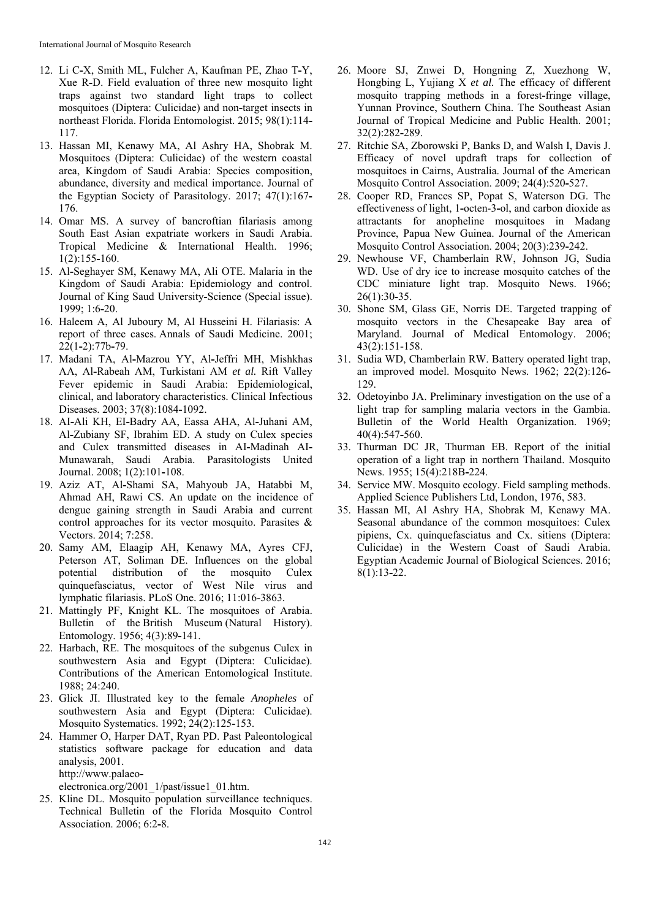12. Li C-X, Smith ML, Fulcher A, Kaufman PE, Zhao T-Y, Xue R-D. Field evaluation of three new mosquito light traps against two standard light traps to collect mosquitoes (Diptera: Culicidae) and non-target insects in northeast Florida. Florida Entomologist. 2015; 98(1):114-117.
13. Hassan MI, Kenawy MA, Al Ashry HA, Shobrak M. Mosquitoes (Diptera: Culicidae) of the western coastal area, Kingdom of Saudi Arabia: Species composition, abundance, diversity and medical importance. Journal of the Egyptian Society of Parasitology. 2017; 47(1):167-176.
14. Omar MS. A survey of bancroftian filariasis among South East Asian expatriate workers in Saudi Arabia. Tropical Medicine & International Health. 1996; 1(2):155-160.
15. Al-Seghayer SM, Kenawy MA, Ali OTE. Malaria in the Kingdom of Saudi Arabia: Epidemiology and control. Journal of King Saud University-Science (Special issue). 1999; 1:6-20.
16. Haleem A, Al Juboury M, Al Husseini H. Filariasis: A report of three cases. Annals of Saudi Medicine. 2001; 22(1-2):77b-79.
17. Madani TA, Al-Mazrou YY, Al-Jeffri MH, Mishkhas AA, Al-Rabeah AM, Turkistani AM *et al.* Rift Valley Fever epidemic in Saudi Arabia: Epidemiological, clinical, and laboratory characteristics. Clinical Infectious Diseases. 2003; 37(8):1084-1092.
18. AI-Ali KH, EI-Badry AA, Eassa AHA, Al-Juhani AM, Al-Zubiany SF, Ibrahim ED. A study on Culex species and Culex transmitted diseases in AI-Madinah AI-Munawarah, Saudi Arabia. Parasitologists United Journal. 2008; 1(2):101-108.
19. Aziz AT, Al-Shami SA, Mahyoub JA, Hatabbi M, Ahmad AH, Rawi CS. An update on the incidence of dengue gaining strength in Saudi Arabia and current control approaches for its vector mosquito. Parasites & Vectors. 2014; 7:258.
20. Samy AM, Elaagip AH, Kenawy MA, Ayres CFJ, Peterson AT, Soliman DE. Influences on the global potential distribution of the mosquito Culex quinquefasciatus, vector of West Nile virus and lymphatic filariasis. PLoS One. 2016; 11:016-3863.
21. Mattingly PF, Knight KL. The mosquitoes of Arabia. Bulletin of the British Museum (Natural History). Entomology. 1956; 4(3):89-141.
22. Harbach, RE. The mosquitoes of the subgenus Culex in southwestern Asia and Egypt (Diptera: Culicidae). Contributions of the American Entomological Institute. 1988; 24:240.
23. Glick JI. Illustrated key to the female *Anopheles* of southwestern Asia and Egypt (Diptera: Culicidae). Mosquito Systematics. 1992; 24(2):125-153.
24. Hammer O, Harper DAT, Ryan PD. Past Paleontological statistics software package for education and data analysis, 2001. http://www.palaeo-electronica.org/2001_1/past/issue1_01.htm.
25. Kline DL. Mosquito population surveillance techniques. Technical Bulletin of the Florida Mosquito Control Association. 2006; 6:2-8.
26. Moore SJ, Znwei D, Hongning Z, Xuezhong W, Hongbing L, Yujiang X *et al.* The efficacy of different mosquito trapping methods in a forest-fringe village, Yunnan Province, Southern China. The Southeast Asian Journal of Tropical Medicine and Public Health. 2001; 32(2):282-289.
27. Ritchie SA, Zborowski P, Banks D, and Walsh I, Davis J. Efficacy of novel updraft traps for collection of mosquitoes in Cairns, Australia. Journal of the American Mosquito Control Association. 2009; 24(4):520-527.
28. Cooper RD, Frances SP, Popat S, Waterson DG. The effectiveness of light, 1-octen-3-ol, and carbon dioxide as attractants for anopheline mosquitoes in Madang Province, Papua New Guinea. Journal of the American Mosquito Control Association. 2004; 20(3):239-242.
29. Newhouse VF, Chamberlain RW, Johnson JG, Sudia WD. Use of dry ice to increase mosquito catches of the CDC miniature light trap. Mosquito News. 1966; 26(1):30-35.
30. Shone SM, Glass GE, Norris DE. Targeted trapping of mosquito vectors in the Chesapeake Bay area of Maryland. Journal of Medical Entomology. 2006; 43(2):151-158.
31. Sudia WD, Chamberlain RW. Battery operated light trap, an improved model. Mosquito News. 1962; 22(2):126-129.
32. Odetoyinbo JA. Preliminary investigation on the use of a light trap for sampling malaria vectors in the Gambia. Bulletin of the World Health Organization. 1969; 40(4):547-560.
33. Thurman DC JR, Thurman EB. Report of the initial operation of a light trap in northern Thailand. Mosquito News. 1955; 15(4):218B-224.
34. Service MW. Mosquito ecology. Field sampling methods. Applied Science Publishers Ltd, London, 1976, 583.
35. Hassan MI, Al Ashry HA, Shobrak M, Kenawy MA. Seasonal abundance of the common mosquitoes: Culex pipiens, Cx. quinquefasciatus and Cx. sitiens (Diptera: Culicidae) in the Western Coast of Saudi Arabia. Egyptian Academic Journal of Biological Sciences. 2016; 8(1):13-22.